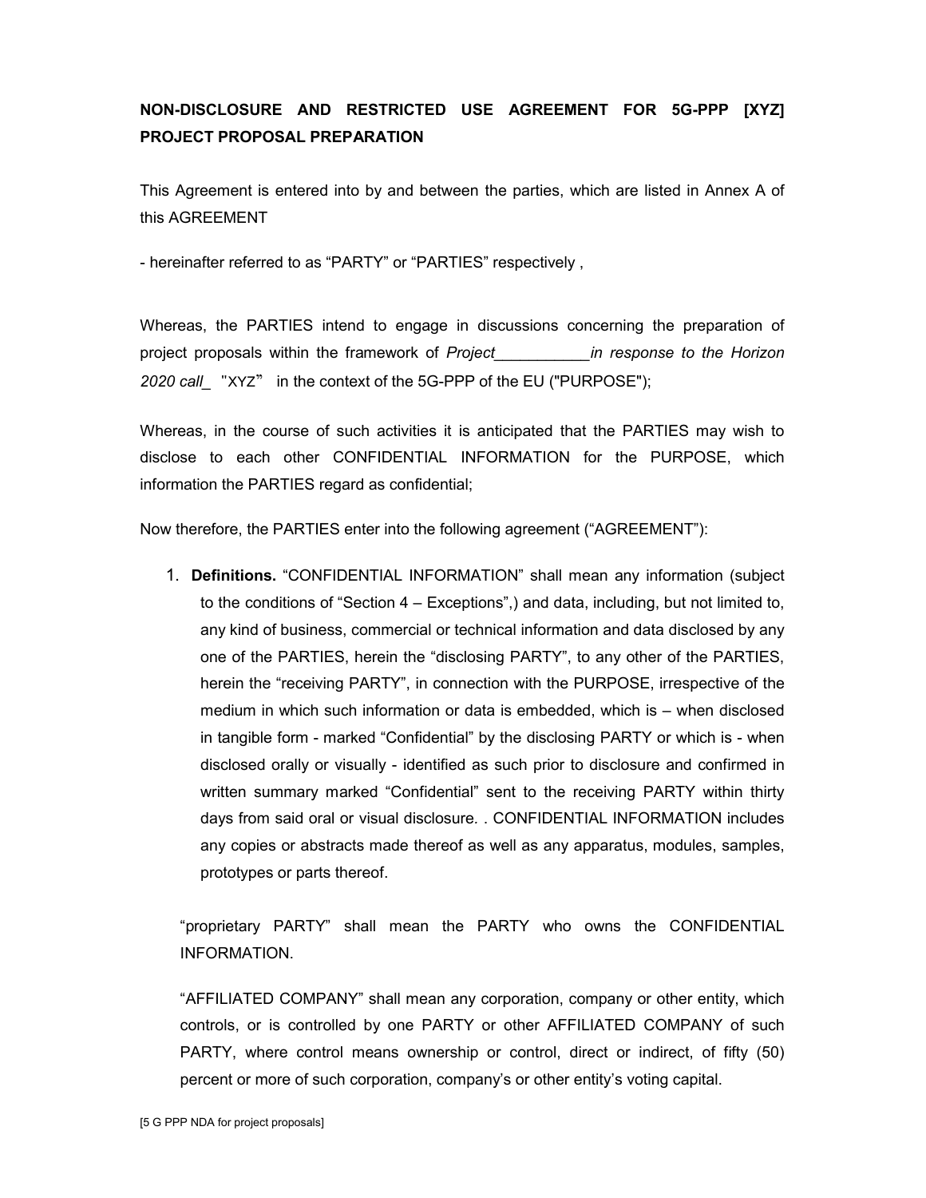# NON-DISCLOSURE AND RESTRICTED USE AGREEMENT FOR 5G-PPP [XYZ] PROJECT PROPOSAL PREPARATION

This Agreement is entered into by and between the parties, which are listed in Annex A of this AGREEMENT

- hereinafter referred to as “PARTY” or “PARTIES” respectively ,

Whereas, the PARTIES intend to engage in discussions concerning the preparation of project proposals within the framework of *Project___________in response to the Horizon 2020 call_* "XYZ" in the context of the 5G-PPP of the EU ("PURPOSE");

Whereas, in the course of such activities it is anticipated that the PARTIES may wish to disclose to each other CONFIDENTIAL INFORMATION for the PURPOSE, which information the PARTIES regard as confidential;

Now therefore, the PARTIES enter into the following agreement (“AGREEMENT”):

1. **Definitions.** “CONFIDENTIAL INFORMATION” shall mean any information (subject to the conditions of “Section 4 – Exceptions”,) and data, including, but not limited to, any kind of business, commercial or technical information and data disclosed by any one of the PARTIES, herein the “disclosing PARTY”, to any other of the PARTIES, herein the “receiving PARTY”, in connection with the PURPOSE, irrespective of the medium in which such information or data is embedded, which is – when disclosed in tangible form - marked “Confidential” by the disclosing PARTY or which is - when disclosed orally or visually - identified as such prior to disclosure and confirmed in written summary marked “Confidential” sent to the receiving PARTY within thirty days from said oral or visual disclosure. . CONFIDENTIAL INFORMATION includes any copies or abstracts made thereof as well as any apparatus, modules, samples, prototypes or parts thereof.

   “proprietary PARTY” shall mean the PARTY who owns the CONFIDENTIAL INFORMATION.

   “AFFILIATED COMPANY” shall mean any corporation, company or other entity, which controls, or is controlled by one PARTY or other AFFILIATED COMPANY of such PARTY, where control means ownership or control, direct or indirect, of fifty (50) percent or more of such corporation, company’s or other entity’s voting capital.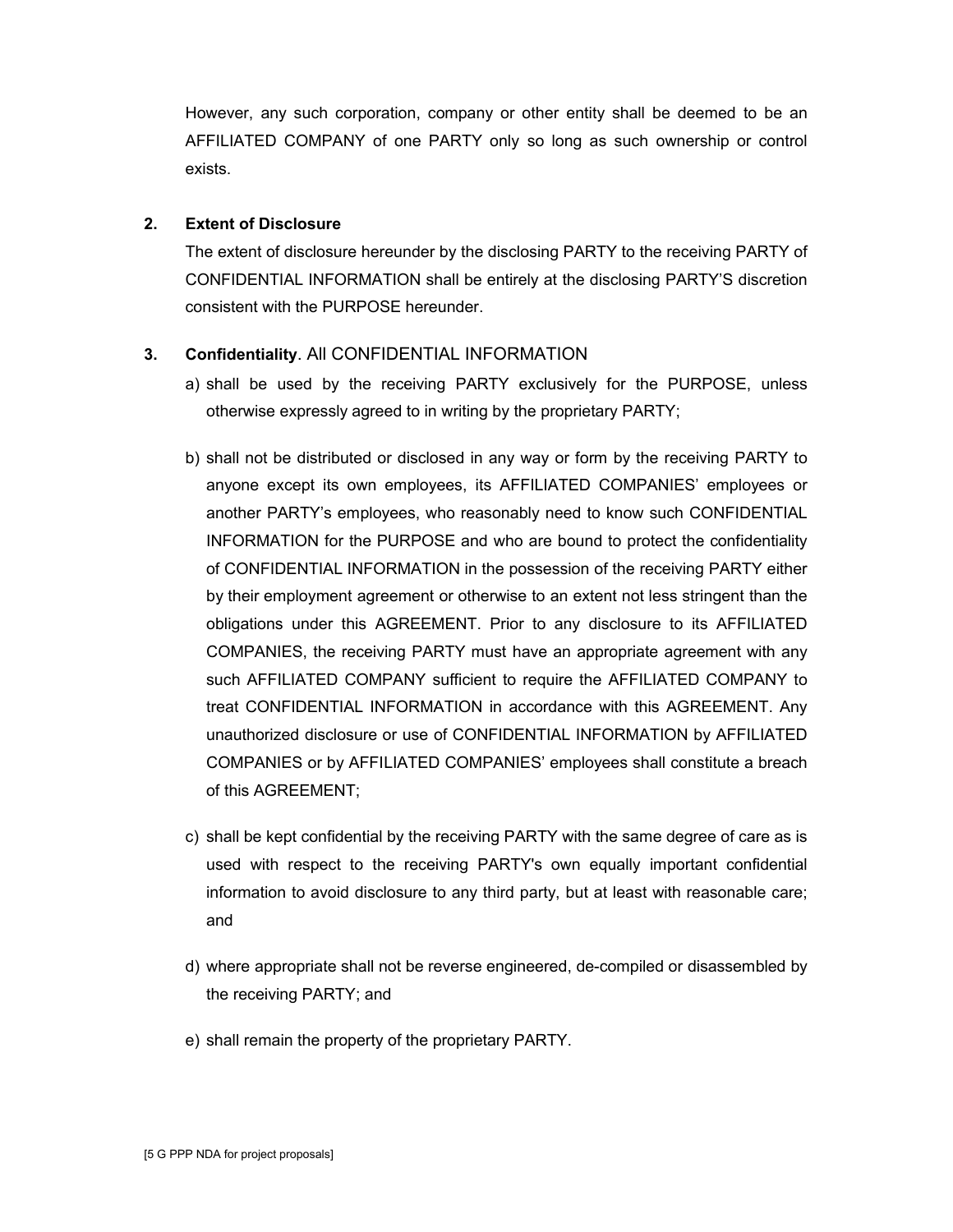However, any such corporation, company or other entity shall be deemed to be an AFFILIATED COMPANY of one PARTY only so long as such ownership or control exists.

**2. Extent of Disclosure**

The extent of disclosure hereunder by the disclosing PARTY to the receiving PARTY of CONFIDENTIAL INFORMATION shall be entirely at the disclosing PARTY'S discretion consistent with the PURPOSE hereunder.

**3. Confidentiality**. All CONFIDENTIAL INFORMATION

a) shall be used by the receiving PARTY exclusively for the PURPOSE, unless otherwise expressly agreed to in writing by the proprietary PARTY;

b) shall not be distributed or disclosed in any way or form by the receiving PARTY to anyone except its own employees, its AFFILIATED COMPANIES' employees or another PARTY's employees, who reasonably need to know such CONFIDENTIAL INFORMATION for the PURPOSE and who are bound to protect the confidentiality of CONFIDENTIAL INFORMATION in the possession of the receiving PARTY either by their employment agreement or otherwise to an extent not less stringent than the obligations under this AGREEMENT. Prior to any disclosure to its AFFILIATED COMPANIES, the receiving PARTY must have an appropriate agreement with any such AFFILIATED COMPANY sufficient to require the AFFILIATED COMPANY to treat CONFIDENTIAL INFORMATION in accordance with this AGREEMENT. Any unauthorized disclosure or use of CONFIDENTIAL INFORMATION by AFFILIATED COMPANIES or by AFFILIATED COMPANIES' employees shall constitute a breach of this AGREEMENT;

c) shall be kept confidential by the receiving PARTY with the same degree of care as is used with respect to the receiving PARTY's own equally important confidential information to avoid disclosure to any third party, but at least with reasonable care; and

d) where appropriate shall not be reverse engineered, de-compiled or disassembled by the receiving PARTY; and

e) shall remain the property of the proprietary PARTY.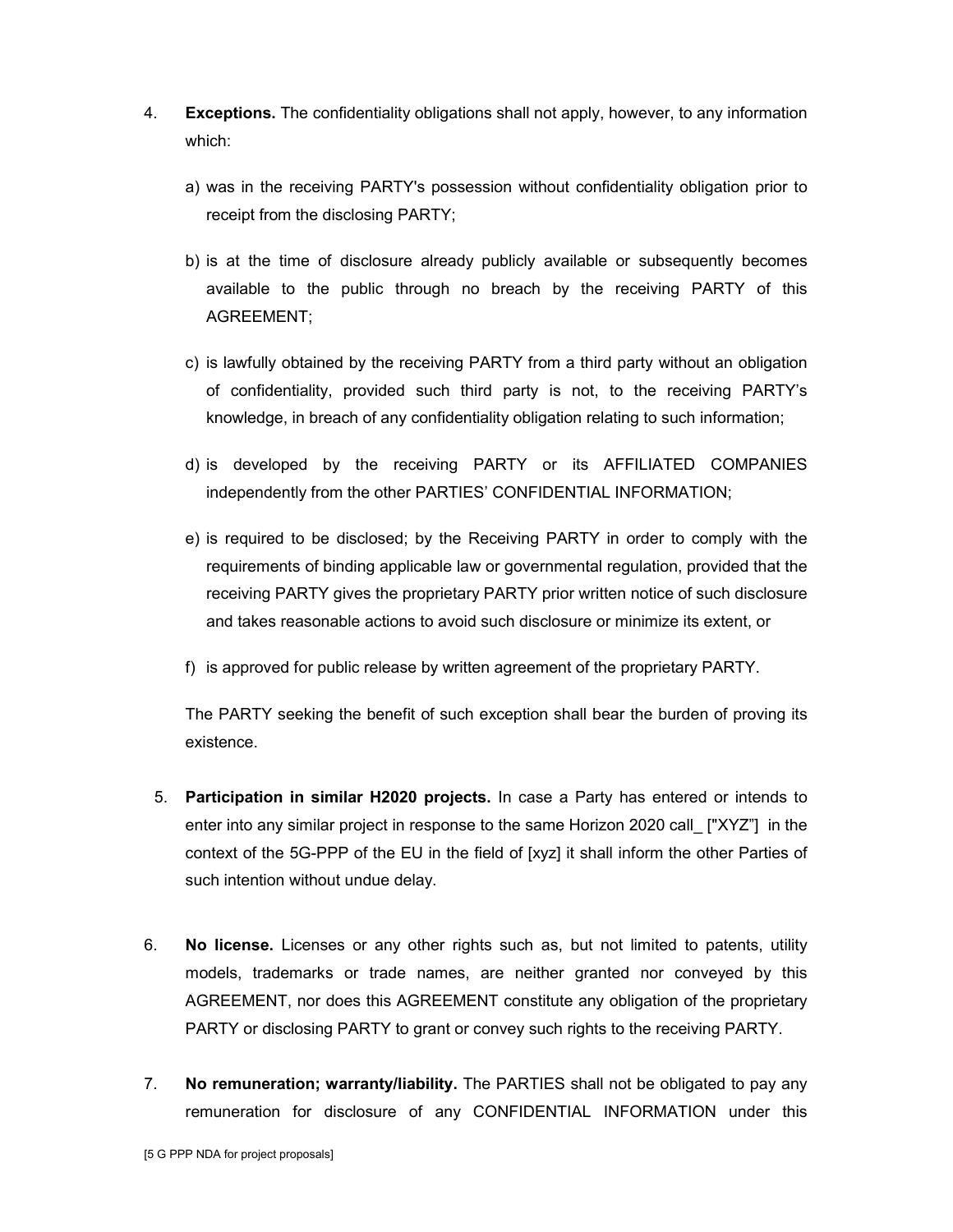4. **Exceptions.** The confidentiality obligations shall not apply, however, to any information which:

   a) was in the receiving PARTY's possession without confidentiality obligation prior to receipt from the disclosing PARTY;

   b) is at the time of disclosure already publicly available or subsequently becomes available to the public through no breach by the receiving PARTY of this AGREEMENT;

   c) is lawfully obtained by the receiving PARTY from a third party without an obligation of confidentiality, provided such third party is not, to the receiving PARTY's knowledge, in breach of any confidentiality obligation relating to such information;

   d) is developed by the receiving PARTY or its AFFILIATED COMPANIES independently from the other PARTIES' CONFIDENTIAL INFORMATION;

   e) is required to be disclosed; by the Receiving PARTY in order to comply with the requirements of binding applicable law or governmental regulation, provided that the receiving PARTY gives the proprietary PARTY prior written notice of such disclosure and takes reasonable actions to avoid such disclosure or minimize its extent, or

   f) is approved for public release by written agreement of the proprietary PARTY.

   The PARTY seeking the benefit of such exception shall bear the burden of proving its existence.

5. **Participation in similar H2020 projects.** In case a Party has entered or intends to enter into any similar project in response to the same Horizon 2020 call_ ["XYZ"] in the context of the 5G-PPP of the EU in the field of [xyz] it shall inform the other Parties of such intention without undue delay.

6. **No license.** Licenses or any other rights such as, but not limited to patents, utility models, trademarks or trade names, are neither granted nor conveyed by this AGREEMENT, nor does this AGREEMENT constitute any obligation of the proprietary PARTY or disclosing PARTY to grant or convey such rights to the receiving PARTY.

7. **No remuneration; warranty/liability.** The PARTIES shall not be obligated to pay any remuneration for disclosure of any CONFIDENTIAL INFORMATION under this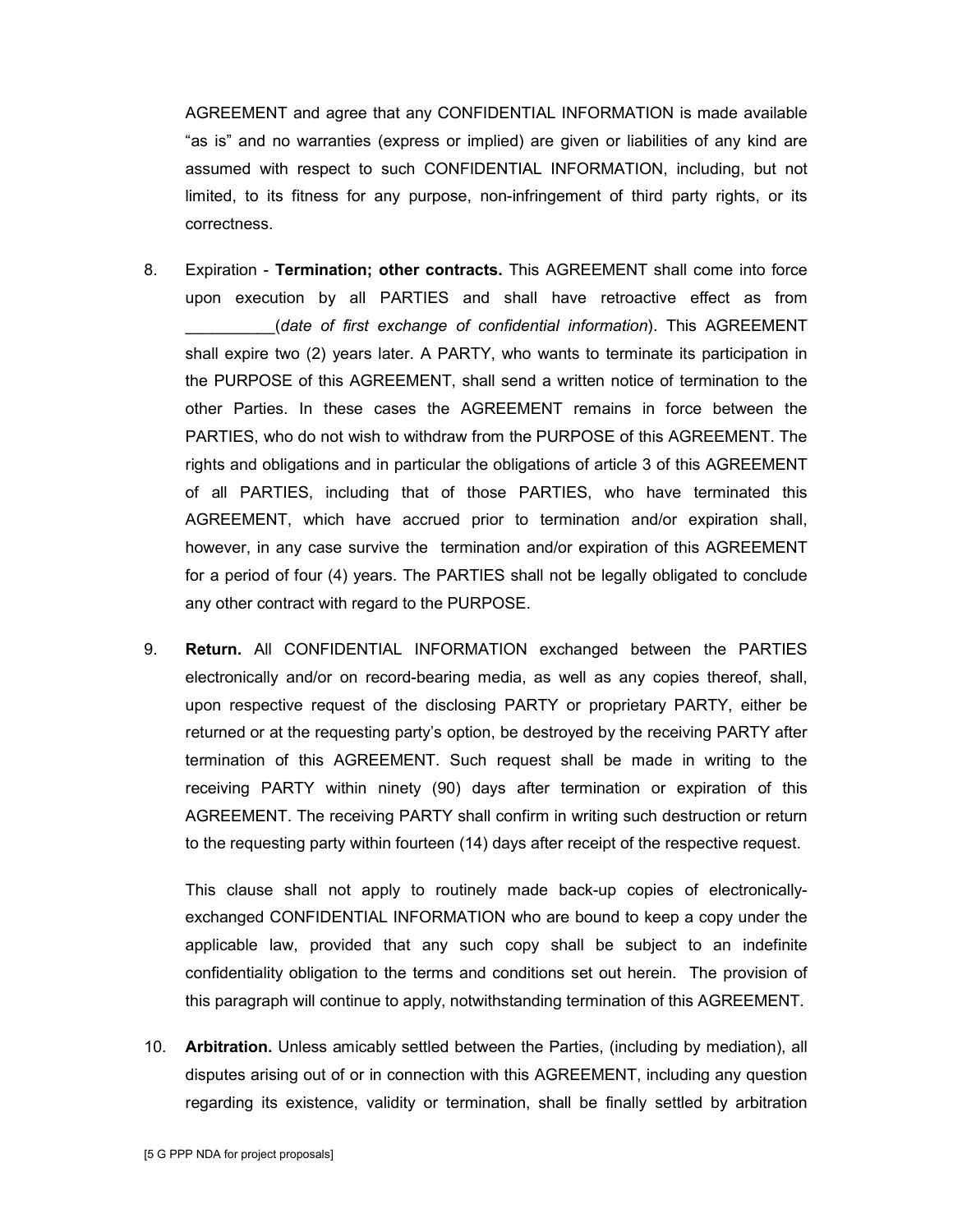AGREEMENT and agree that any CONFIDENTIAL INFORMATION is made available "as is" and no warranties (express or implied) are given or liabilities of any kind are assumed with respect to such CONFIDENTIAL INFORMATION, including, but not limited, to its fitness for any purpose, non-infringement of third party rights, or its correctness.

8. Expiration - **Termination; other contracts.** This AGREEMENT shall come into force upon execution by all PARTIES and shall have retroactive effect as from __________(*date of first exchange of confidential information*). This AGREEMENT shall expire two (2) years later. A PARTY, who wants to terminate its participation in the PURPOSE of this AGREEMENT, shall send a written notice of termination to the other Parties. In these cases the AGREEMENT remains in force between the PARTIES, who do not wish to withdraw from the PURPOSE of this AGREEMENT. The rights and obligations and in particular the obligations of article 3 of this AGREEMENT of all PARTIES, including that of those PARTIES, who have terminated this AGREEMENT, which have accrued prior to termination and/or expiration shall, however, in any case survive the termination and/or expiration of this AGREEMENT for a period of four (4) years. The PARTIES shall not be legally obligated to conclude any other contract with regard to the PURPOSE.

9. **Return.** All CONFIDENTIAL INFORMATION exchanged between the PARTIES electronically and/or on record-bearing media, as well as any copies thereof, shall, upon respective request of the disclosing PARTY or proprietary PARTY, either be returned or at the requesting party's option, be destroyed by the receiving PARTY after termination of this AGREEMENT. Such request shall be made in writing to the receiving PARTY within ninety (90) days after termination or expiration of this AGREEMENT. The receiving PARTY shall confirm in writing such destruction or return to the requesting party within fourteen (14) days after receipt of the respective request.

   This clause shall not apply to routinely made back-up copies of electronically-exchanged CONFIDENTIAL INFORMATION who are bound to keep a copy under the applicable law, provided that any such copy shall be subject to an indefinite confidentiality obligation to the terms and conditions set out herein. The provision of this paragraph will continue to apply, notwithstanding termination of this AGREEMENT.

10. **Arbitration.** Unless amicably settled between the Parties, (including by mediation), all disputes arising out of or in connection with this AGREEMENT, including any question regarding its existence, validity or termination, shall be finally settled by arbitration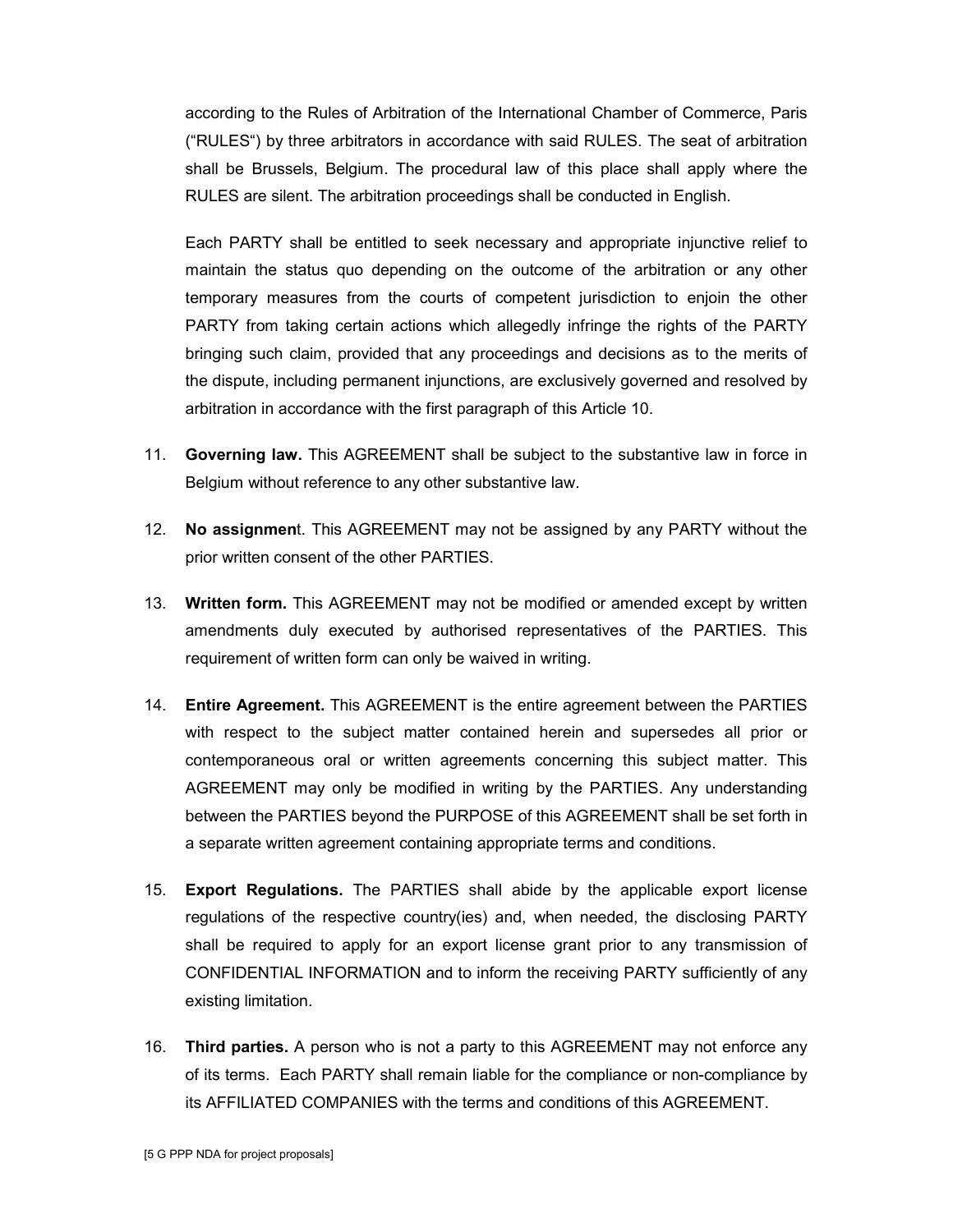according to the Rules of Arbitration of the International Chamber of Commerce, Paris ("RULES") by three arbitrators in accordance with said RULES. The seat of arbitration shall be Brussels, Belgium. The procedural law of this place shall apply where the RULES are silent. The arbitration proceedings shall be conducted in English.

Each PARTY shall be entitled to seek necessary and appropriate injunctive relief to maintain the status quo depending on the outcome of the arbitration or any other temporary measures from the courts of competent jurisdiction to enjoin the other PARTY from taking certain actions which allegedly infringe the rights of the PARTY bringing such claim, provided that any proceedings and decisions as to the merits of the dispute, including permanent injunctions, are exclusively governed and resolved by arbitration in accordance with the first paragraph of this Article 10.

11. **Governing law.** This AGREEMENT shall be subject to the substantive law in force in Belgium without reference to any other substantive law.

12. **No assignmen**t. This AGREEMENT may not be assigned by any PARTY without the prior written consent of the other PARTIES.

13. **Written form.** This AGREEMENT may not be modified or amended except by written amendments duly executed by authorised representatives of the PARTIES. This requirement of written form can only be waived in writing.

14. **Entire Agreement.** This AGREEMENT is the entire agreement between the PARTIES with respect to the subject matter contained herein and supersedes all prior or contemporaneous oral or written agreements concerning this subject matter. This AGREEMENT may only be modified in writing by the PARTIES. Any understanding between the PARTIES beyond the PURPOSE of this AGREEMENT shall be set forth in a separate written agreement containing appropriate terms and conditions.

15. **Export Regulations.** The PARTIES shall abide by the applicable export license regulations of the respective country(ies) and, when needed, the disclosing PARTY shall be required to apply for an export license grant prior to any transmission of CONFIDENTIAL INFORMATION and to inform the receiving PARTY sufficiently of any existing limitation.

16. **Third parties.** A person who is not a party to this AGREEMENT may not enforce any of its terms. Each PARTY shall remain liable for the compliance or non-compliance by its AFFILIATED COMPANIES with the terms and conditions of this AGREEMENT.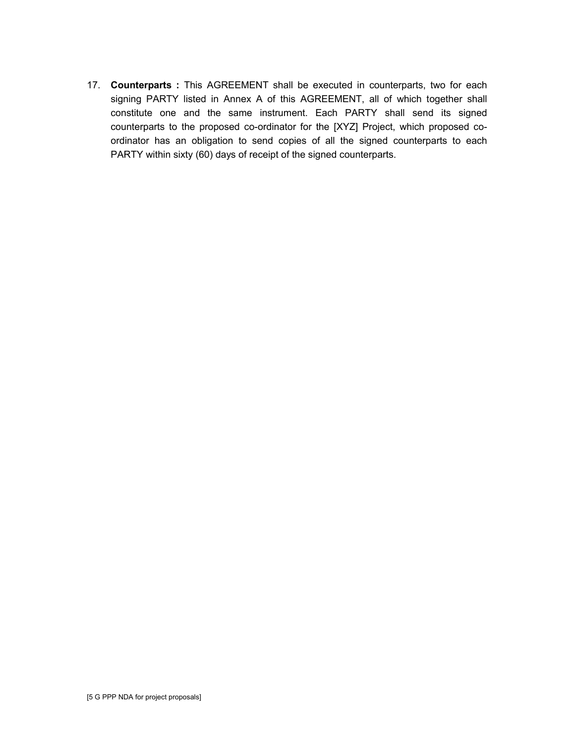17. **Counterparts :** This AGREEMENT shall be executed in counterparts, two for each signing PARTY listed in Annex A of this AGREEMENT, all of which together shall constitute one and the same instrument. Each PARTY shall send its signed counterparts to the proposed co-ordinator for the [XYZ] Project, which proposed co-ordinator has an obligation to send copies of all the signed counterparts to each PARTY within sixty (60) days of receipt of the signed counterparts.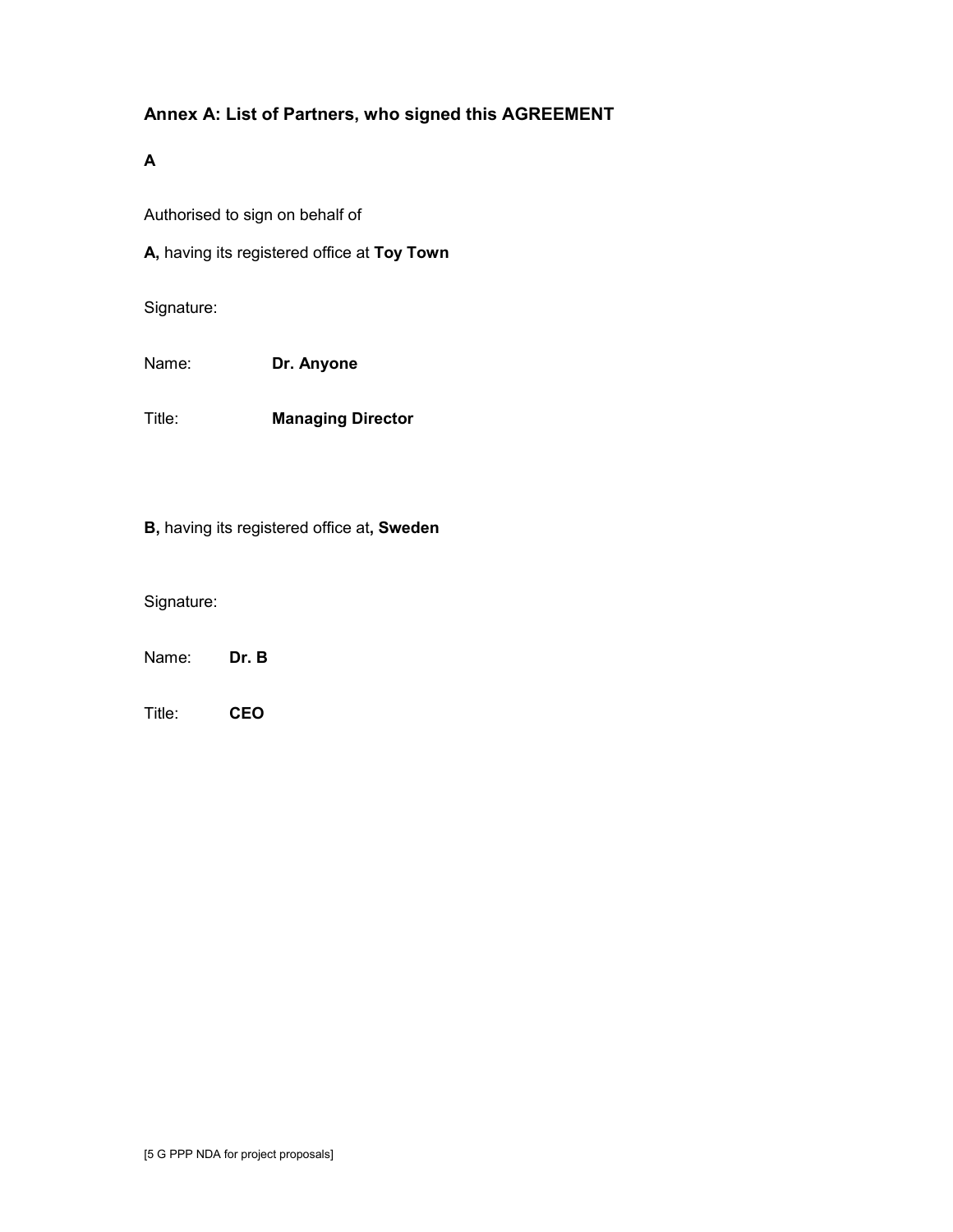## Annex A: List of Partners, who signed this AGREEMENT

**A**

Authorised to sign on behalf of

**A,** having its registered office at **Toy Town**

Signature:

Name: **Dr. Anyone**

Title: **Managing Director**

**B,** having its registered office at**, Sweden**

Signature:

Name: **Dr. B**

Title: **CEO**

[5 G PPP NDA for project proposals]